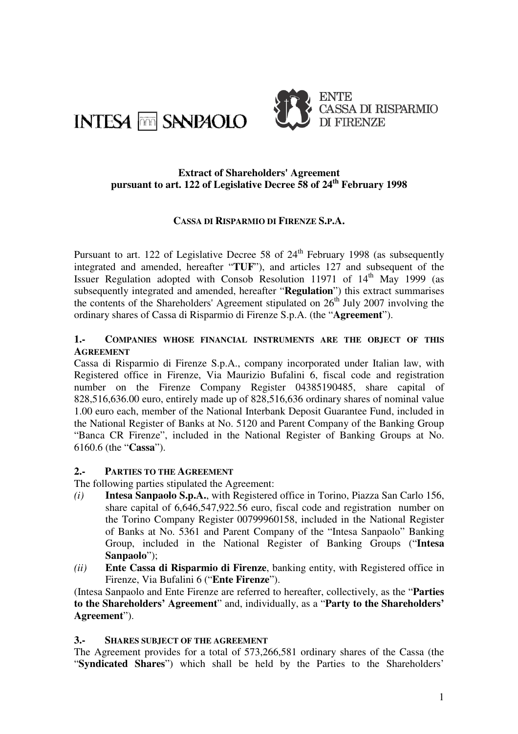INTESA SANPAOLO

ENTE CASSA DI RISPARMIO DI FIRENZE

**Extract of Shareholders' Agreement**
**pursuant to art. 122 of Legislative Decree 58 of 24th February 1998**

**CASSA DI RISPARMIO DI FIRENZE S.P.A.**

Pursuant to art. 122 of Legislative Decree 58 of 24th February 1998 (as subsequently integrated and amended, hereafter "**TUF**"), and articles 127 and subsequent of the Issuer Regulation adopted with Consob Resolution 11971 of 14th May 1999 (as subsequently integrated and amended, hereafter "**Regulation**") this extract summarises the contents of the Shareholders' Agreement stipulated on 26th July 2007 involving the ordinary shares of Cassa di Risparmio di Firenze S.p.A. (the "**Agreement**").

## 1.- COMPANIES WHOSE FINANCIAL INSTRUMENTS ARE THE OBJECT OF THIS AGREEMENT

Cassa di Risparmio di Firenze S.p.A., company incorporated under Italian law, with Registered office in Firenze, Via Maurizio Bufalini 6, fiscal code and registration number on the Firenze Company Register 04385190485, share capital of 828,516,636.00 euro, entirely made up of 828,516,636 ordinary shares of nominal value 1.00 euro each, member of the National Interbank Deposit Guarantee Fund, included in the National Register of Banks at No. 5120 and Parent Company of the Banking Group "Banca CR Firenze", included in the National Register of Banking Groups at No. 6160.6 (the "**Cassa**").

## 2.- PARTIES TO THE AGREEMENT

The following parties stipulated the Agreement:

*(i)* **Intesa Sanpaolo S.p.A.**, with Registered office in Torino, Piazza San Carlo 156, share capital of 6,646,547,922.56 euro, fiscal code and registration number on the Torino Company Register 00799960158, included in the National Register of Banks at No. 5361 and Parent Company of the "Intesa Sanpaolo" Banking Group, included in the National Register of Banking Groups ("**Intesa Sanpaolo**");

*(ii)* **Ente Cassa di Risparmio di Firenze**, banking entity, with Registered office in Firenze, Via Bufalini 6 ("**Ente Firenze**").

(Intesa Sanpaolo and Ente Firenze are referred to hereafter, collectively, as the "**Parties to the Shareholders' Agreement**" and, individually, as a "**Party to the Shareholders' Agreement**").

## 3.- SHARES SUBJECT OF THE AGREEMENT

The Agreement provides for a total of 573,266,581 ordinary shares of the Cassa (the "**Syndicated Shares**") which shall be held by the Parties to the Shareholders'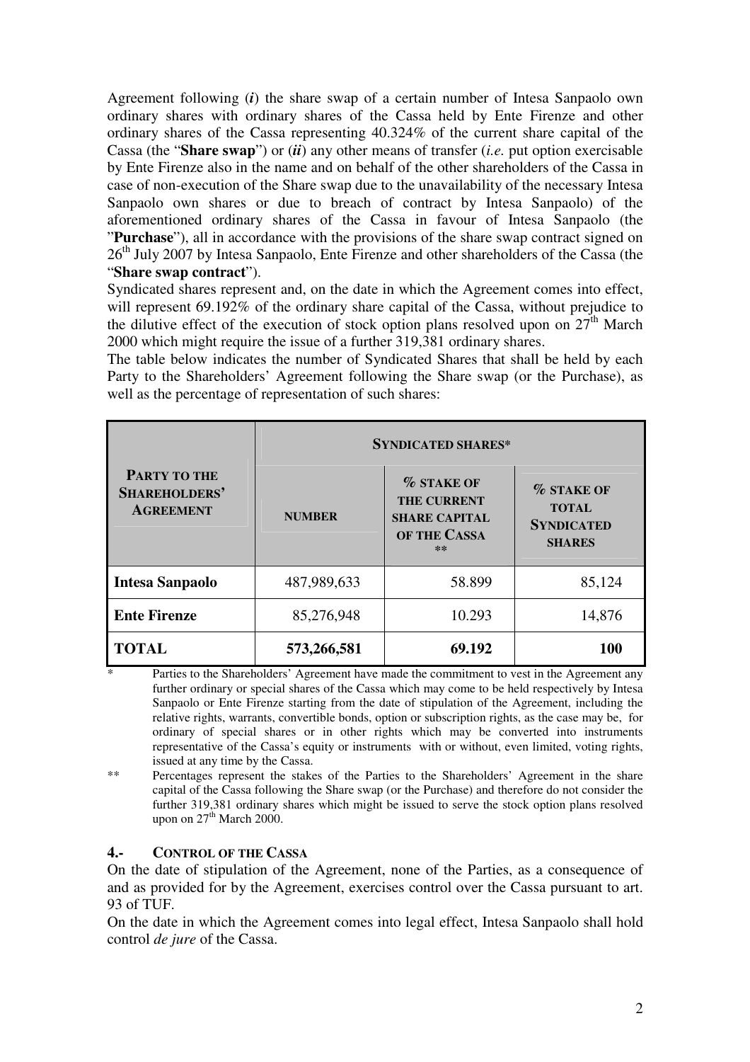Agreement following (***i***) the share swap of a certain number of Intesa Sanpaolo own ordinary shares with ordinary shares of the Cassa held by Ente Firenze and other ordinary shares of the Cassa representing 40.324% of the current share capital of the Cassa (the "**Share swap**") or (***ii***) any other means of transfer (*i.e.* put option exercisable by Ente Firenze also in the name and on behalf of the other shareholders of the Cassa in case of non-execution of the Share swap due to the unavailability of the necessary Intesa Sanpaolo own shares or due to breach of contract by Intesa Sanpaolo) of the aforementioned ordinary shares of the Cassa in favour of Intesa Sanpaolo (the "**Purchase**"), all in accordance with the provisions of the share swap contract signed on 26th July 2007 by Intesa Sanpaolo, Ente Firenze and other shareholders of the Cassa (the "**Share swap contract**").

Syndicated shares represent and, on the date in which the Agreement comes into effect, will represent 69.192% of the ordinary share capital of the Cassa, without prejudice to the dilutive effect of the execution of stock option plans resolved upon on 27th March 2000 which might require the issue of a further 319,381 ordinary shares.

The table below indicates the number of Syndicated Shares that shall be held by each Party to the Shareholders' Agreement following the Share swap (or the Purchase), as well as the percentage of representation of such shares:

| PARTY TO THE SHAREHOLDERS' AGREEMENT | SYNDICATED SHARES* | | |
|---|---|---|---|
| | NUMBER | % STAKE OF THE CURRENT SHARE CAPITAL OF THE CASSA ** | % STAKE OF TOTAL SYNDICATED SHARES |
| **Intesa Sanpaolo** | 487,989,633 | 58.899 | 85,124 |
| **Ente Firenze** | 85,276,948 | 10.293 | 14,876 |
| **TOTAL** | **573,266,581** | **69.192** | **100** |

\* Parties to the Shareholders' Agreement have made the commitment to vest in the Agreement any further ordinary or special shares of the Cassa which may come to be held respectively by Intesa Sanpaolo or Ente Firenze starting from the date of stipulation of the Agreement, including the relative rights, warrants, convertible bonds, option or subscription rights, as the case may be, for ordinary of special shares or in other rights which may be converted into instruments representative of the Cassa's equity or instruments with or without, even limited, voting rights, issued at any time by the Cassa.

\*\* Percentages represent the stakes of the Parties to the Shareholders' Agreement in the share capital of the Cassa following the Share swap (or the Purchase) and therefore do not consider the further 319,381 ordinary shares which might be issued to serve the stock option plans resolved upon on 27th March 2000.

### 4.- CONTROL OF THE CASSA

On the date of stipulation of the Agreement, none of the Parties, as a consequence of and as provided for by the Agreement, exercises control over the Cassa pursuant to art. 93 of TUF.

On the date in which the Agreement comes into legal effect, Intesa Sanpaolo shall hold control *de jure* of the Cassa.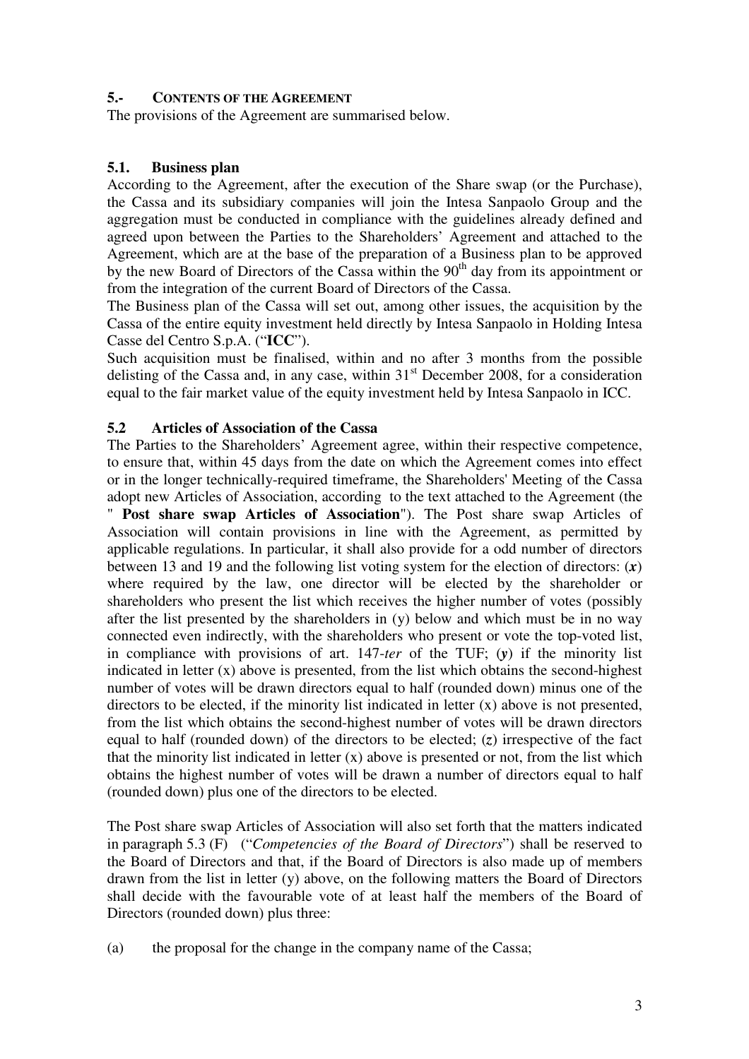## 5.- CONTENTS OF THE AGREEMENT

The provisions of the Agreement are summarised below.

### 5.1. Business plan

According to the Agreement, after the execution of the Share swap (or the Purchase), the Cassa and its subsidiary companies will join the Intesa Sanpaolo Group and the aggregation must be conducted in compliance with the guidelines already defined and agreed upon between the Parties to the Shareholders' Agreement and attached to the Agreement, which are at the base of the preparation of a Business plan to be approved by the new Board of Directors of the Cassa within the 90th day from its appointment or from the integration of the current Board of Directors of the Cassa.

The Business plan of the Cassa will set out, among other issues, the acquisition by the Cassa of the entire equity investment held directly by Intesa Sanpaolo in Holding Intesa Casse del Centro S.p.A. ("**ICC**").

Such acquisition must be finalised, within and no after 3 months from the possible delisting of the Cassa and, in any case, within 31st December 2008, for a consideration equal to the fair market value of the equity investment held by Intesa Sanpaolo in ICC.

### 5.2 Articles of Association of the Cassa

The Parties to the Shareholders' Agreement agree, within their respective competence, to ensure that, within 45 days from the date on which the Agreement comes into effect or in the longer technically-required timeframe, the Shareholders' Meeting of the Cassa adopt new Articles of Association, according to the text attached to the Agreement (the " **Post share swap Articles of Association**"). The Post share swap Articles of Association will contain provisions in line with the Agreement, as permitted by applicable regulations. In particular, it shall also provide for a odd number of directors between 13 and 19 and the following list voting system for the election of directors: (***x***) where required by the law, one director will be elected by the shareholder or shareholders who present the list which receives the higher number of votes (possibly after the list presented by the shareholders in (y) below and which must be in no way connected even indirectly, with the shareholders who present or vote the top-voted list, in compliance with provisions of art. 147-*ter* of the TUF; (***y***) if the minority list indicated in letter (x) above is presented, from the list which obtains the second-highest number of votes will be drawn directors equal to half (rounded down) minus one of the directors to be elected, if the minority list indicated in letter (x) above is not presented, from the list which obtains the second-highest number of votes will be drawn directors equal to half (rounded down) of the directors to be elected; (***z***) irrespective of the fact that the minority list indicated in letter (x) above is presented or not, from the list which obtains the highest number of votes will be drawn a number of directors equal to half (rounded down) plus one of the directors to be elected.

The Post share swap Articles of Association will also set forth that the matters indicated in paragraph 5.3 (F) ("*Competencies of the Board of Directors*") shall be reserved to the Board of Directors and that, if the Board of Directors is also made up of members drawn from the list in letter (y) above, on the following matters the Board of Directors shall decide with the favourable vote of at least half the members of the Board of Directors (rounded down) plus three:

(a) the proposal for the change in the company name of the Cassa;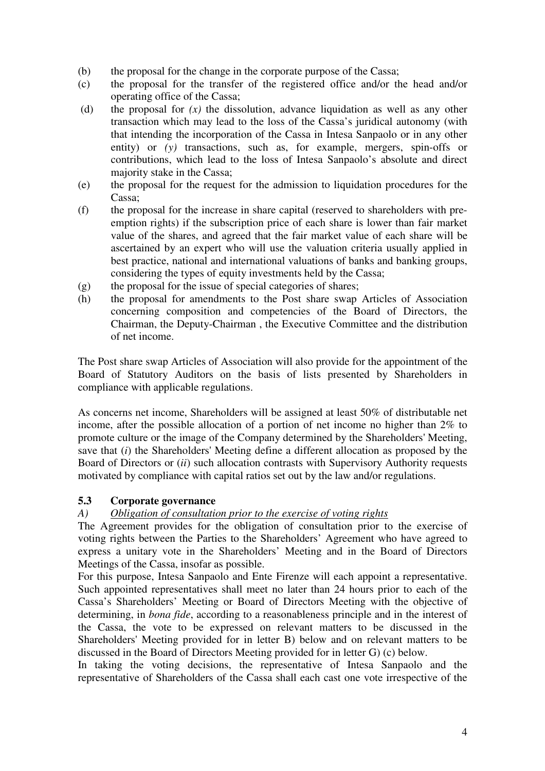(b) the proposal for the change in the corporate purpose of the Cassa;

(c) the proposal for the transfer of the registered office and/or the head and/or operating office of the Cassa;

(d) the proposal for *(x)* the dissolution, advance liquidation as well as any other transaction which may lead to the loss of the Cassa's juridical autonomy (with that intending the incorporation of the Cassa in Intesa Sanpaolo or in any other entity) or *(y)* transactions, such as, for example, mergers, spin-offs or contributions, which lead to the loss of Intesa Sanpaolo's absolute and direct majority stake in the Cassa;

(e) the proposal for the request for the admission to liquidation procedures for the Cassa;

(f) the proposal for the increase in share capital (reserved to shareholders with pre-emption rights) if the subscription price of each share is lower than fair market value of the shares, and agreed that the fair market value of each share will be ascertained by an expert who will use the valuation criteria usually applied in best practice, national and international valuations of banks and banking groups, considering the types of equity investments held by the Cassa;

(g) the proposal for the issue of special categories of shares;

(h) the proposal for amendments to the Post share swap Articles of Association concerning composition and competencies of the Board of Directors, the Chairman, the Deputy-Chairman , the Executive Committee and the distribution of net income.

The Post share swap Articles of Association will also provide for the appointment of the Board of Statutory Auditors on the basis of lists presented by Shareholders in compliance with applicable regulations.

As concerns net income, Shareholders will be assigned at least 50% of distributable net income, after the possible allocation of a portion of net income no higher than 2% to promote culture or the image of the Company determined by the Shareholders' Meeting, save that (*i*) the Shareholders' Meeting define a different allocation as proposed by the Board of Directors or (*ii*) such allocation contrasts with Supervisory Authority requests motivated by compliance with capital ratios set out by the law and/or regulations.

### 5.3 Corporate governance

*A) Obligation of consultation prior to the exercise of voting rights*

The Agreement provides for the obligation of consultation prior to the exercise of voting rights between the Parties to the Shareholders' Agreement who have agreed to express a unitary vote in the Shareholders' Meeting and in the Board of Directors Meetings of the Cassa, insofar as possible.

For this purpose, Intesa Sanpaolo and Ente Firenze will each appoint a representative. Such appointed representatives shall meet no later than 24 hours prior to each of the Cassa's Shareholders' Meeting or Board of Directors Meeting with the objective of determining, in *bona fide*, according to a reasonableness principle and in the interest of the Cassa, the vote to be expressed on relevant matters to be discussed in the Shareholders' Meeting provided for in letter B) below and on relevant matters to be discussed in the Board of Directors Meeting provided for in letter G) (c) below.

In taking the voting decisions, the representative of Intesa Sanpaolo and the representative of Shareholders of the Cassa shall each cast one vote irrespective of the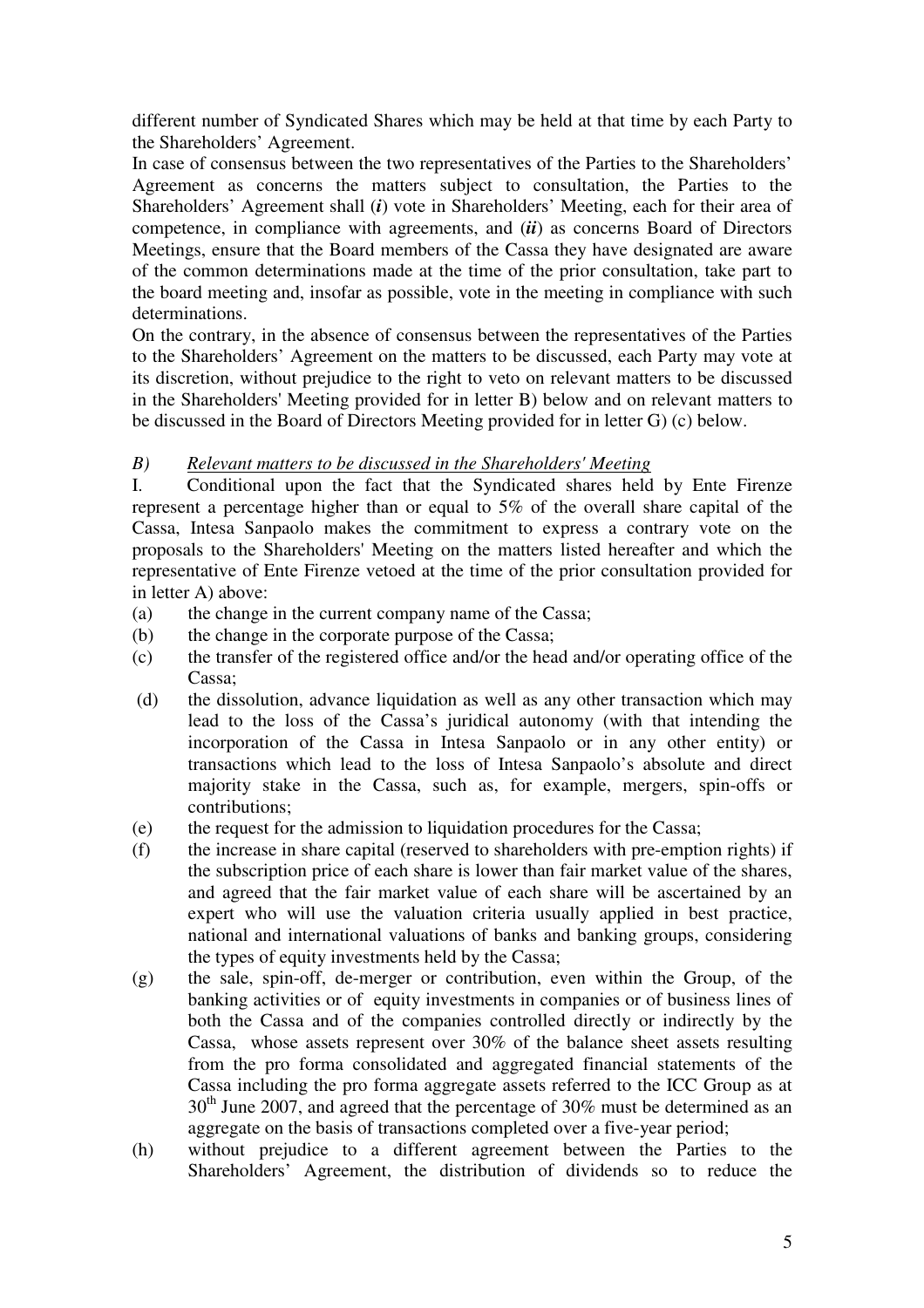different number of Syndicated Shares which may be held at that time by each Party to the Shareholders' Agreement.

In case of consensus between the two representatives of the Parties to the Shareholders' Agreement as concerns the matters subject to consultation, the Parties to the Shareholders' Agreement shall (***i***) vote in Shareholders' Meeting, each for their area of competence, in compliance with agreements, and (***ii***) as concerns Board of Directors Meetings, ensure that the Board members of the Cassa they have designated are aware of the common determinations made at the time of the prior consultation, take part to the board meeting and, insofar as possible, vote in the meeting in compliance with such determinations.

On the contrary, in the absence of consensus between the representatives of the Parties to the Shareholders' Agreement on the matters to be discussed, each Party may vote at its discretion, without prejudice to the right to veto on relevant matters to be discussed in the Shareholders' Meeting provided for in letter B) below and on relevant matters to be discussed in the Board of Directors Meeting provided for in letter G) (c) below.

*B)* *<u>Relevant matters to be discussed in the Shareholders' Meeting</u>*

I. Conditional upon the fact that the Syndicated shares held by Ente Firenze represent a percentage higher than or equal to 5% of the overall share capital of the Cassa, Intesa Sanpaolo makes the commitment to express a contrary vote on the proposals to the Shareholders' Meeting on the matters listed hereafter and which the representative of Ente Firenze vetoed at the time of the prior consultation provided for in letter A) above:

(a) the change in the current company name of the Cassa;

(b) the change in the corporate purpose of the Cassa;

(c) the transfer of the registered office and/or the head and/or operating office of the Cassa;

(d) the dissolution, advance liquidation as well as any other transaction which may lead to the loss of the Cassa's juridical autonomy (with that intending the incorporation of the Cassa in Intesa Sanpaolo or in any other entity) or transactions which lead to the loss of Intesa Sanpaolo's absolute and direct majority stake in the Cassa, such as, for example, mergers, spin-offs or contributions;

(e) the request for the admission to liquidation procedures for the Cassa;

(f) the increase in share capital (reserved to shareholders with pre-emption rights) if the subscription price of each share is lower than fair market value of the shares, and agreed that the fair market value of each share will be ascertained by an expert who will use the valuation criteria usually applied in best practice, national and international valuations of banks and banking groups, considering the types of equity investments held by the Cassa;

(g) the sale, spin-off, de-merger or contribution, even within the Group, of the banking activities or of equity investments in companies or of business lines of both the Cassa and of the companies controlled directly or indirectly by the Cassa, whose assets represent over 30% of the balance sheet assets resulting from the pro forma consolidated and aggregated financial statements of the Cassa including the pro forma aggregate assets referred to the ICC Group as at 30th June 2007, and agreed that the percentage of 30% must be determined as an aggregate on the basis of transactions completed over a five-year period;

(h) without prejudice to a different agreement between the Parties to the Shareholders' Agreement, the distribution of dividends so to reduce the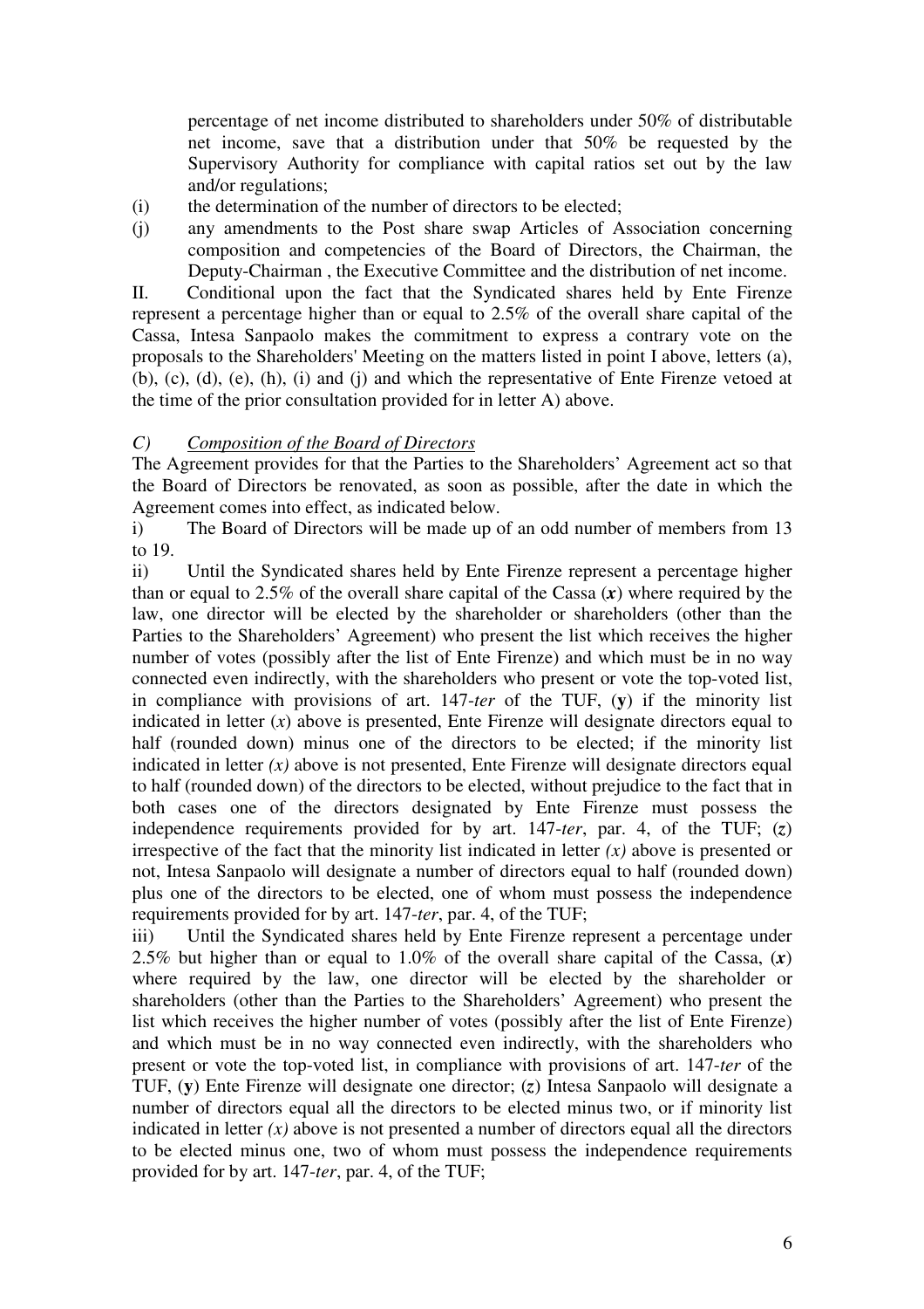percentage of net income distributed to shareholders under 50% of distributable net income, save that a distribution under that 50% be requested by the Supervisory Authority for compliance with capital ratios set out by the law and/or regulations;

(i) the determination of the number of directors to be elected;

(j) any amendments to the Post share swap Articles of Association concerning composition and competencies of the Board of Directors, the Chairman, the Deputy-Chairman , the Executive Committee and the distribution of net income.

II. Conditional upon the fact that the Syndicated shares held by Ente Firenze represent a percentage higher than or equal to 2.5% of the overall share capital of the Cassa, Intesa Sanpaolo makes the commitment to express a contrary vote on the proposals to the Shareholders' Meeting on the matters listed in point I above, letters (a), (b), (c), (d), (e), (h), (i) and (j) and which the representative of Ente Firenze vetoed at the time of the prior consultation provided for in letter A) above.

*C) <u>Composition of the Board of Directors</u>*

The Agreement provides for that the Parties to the Shareholders' Agreement act so that the Board of Directors be renovated, as soon as possible, after the date in which the Agreement comes into effect, as indicated below.

i) The Board of Directors will be made up of an odd number of members from 13 to 19.

ii) Until the Syndicated shares held by Ente Firenze represent a percentage higher than or equal to 2.5% of the overall share capital of the Cassa (***x***) where required by the law, one director will be elected by the shareholder or shareholders (other than the Parties to the Shareholders' Agreement) who present the list which receives the higher number of votes (possibly after the list of Ente Firenze) and which must be in no way connected even indirectly, with the shareholders who present or vote the top-voted list, in compliance with provisions of art. 147-*ter* of the TUF, (**y**) if the minority list indicated in letter (*x*) above is presented, Ente Firenze will designate directors equal to half (rounded down) minus one of the directors to be elected; if the minority list indicated in letter *(x)* above is not presented, Ente Firenze will designate directors equal to half (rounded down) of the directors to be elected, without prejudice to the fact that in both cases one of the directors designated by Ente Firenze must possess the independence requirements provided for by art. 147-*ter*, par. 4, of the TUF; (***z***) irrespective of the fact that the minority list indicated in letter *(x)* above is presented or not, Intesa Sanpaolo will designate a number of directors equal to half (rounded down) plus one of the directors to be elected, one of whom must possess the independence requirements provided for by art. 147-*ter*, par. 4, of the TUF;

iii) Until the Syndicated shares held by Ente Firenze represent a percentage under 2.5% but higher than or equal to 1.0% of the overall share capital of the Cassa, (***x***) where required by the law, one director will be elected by the shareholder or shareholders (other than the Parties to the Shareholders' Agreement) who present the list which receives the higher number of votes (possibly after the list of Ente Firenze) and which must be in no way connected even indirectly, with the shareholders who present or vote the top-voted list, in compliance with provisions of art. 147-*ter* of the TUF, (**y**) Ente Firenze will designate one director; (***z***) Intesa Sanpaolo will designate a number of directors equal all the directors to be elected minus two, or if minority list indicated in letter *(x)* above is not presented a number of directors equal all the directors to be elected minus one, two of whom must possess the independence requirements provided for by art. 147-*ter*, par. 4, of the TUF;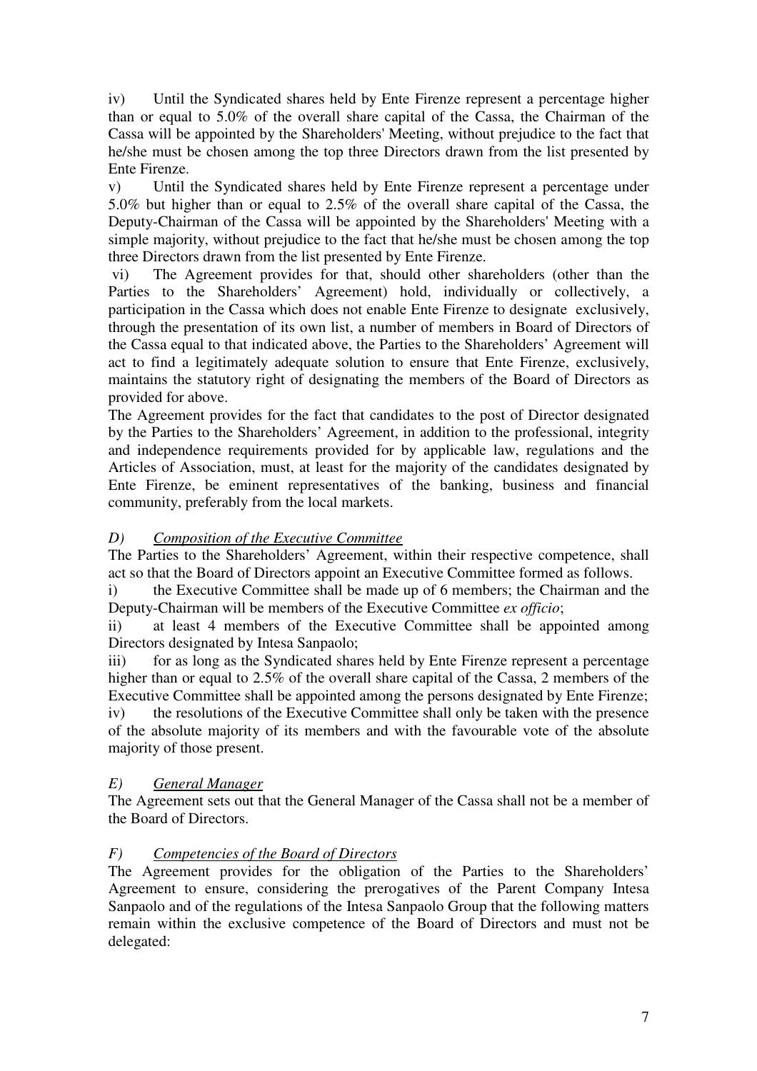iv) Until the Syndicated shares held by Ente Firenze represent a percentage higher than or equal to 5.0% of the overall share capital of the Cassa, the Chairman of the Cassa will be appointed by the Shareholders' Meeting, without prejudice to the fact that he/she must be chosen among the top three Directors drawn from the list presented by Ente Firenze.

v) Until the Syndicated shares held by Ente Firenze represent a percentage under 5.0% but higher than or equal to 2.5% of the overall share capital of the Cassa, the Deputy-Chairman of the Cassa will be appointed by the Shareholders' Meeting with a simple majority, without prejudice to the fact that he/she must be chosen among the top three Directors drawn from the list presented by Ente Firenze.

vi) The Agreement provides for that, should other shareholders (other than the Parties to the Shareholders' Agreement) hold, individually or collectively, a participation in the Cassa which does not enable Ente Firenze to designate exclusively, through the presentation of its own list, a number of members in Board of Directors of the Cassa equal to that indicated above, the Parties to the Shareholders' Agreement will act to find a legitimately adequate solution to ensure that Ente Firenze, exclusively, maintains the statutory right of designating the members of the Board of Directors as provided for above.

The Agreement provides for the fact that candidates to the post of Director designated by the Parties to the Shareholders' Agreement, in addition to the professional, integrity and independence requirements provided for by applicable law, regulations and the Articles of Association, must, at least for the majority of the candidates designated by Ente Firenze, be eminent representatives of the banking, business and financial community, preferably from the local markets.

*D) <u>Composition of the Executive Committee</u>*

The Parties to the Shareholders' Agreement, within their respective competence, shall act so that the Board of Directors appoint an Executive Committee formed as follows.

i) the Executive Committee shall be made up of 6 members; the Chairman and the Deputy-Chairman will be members of the Executive Committee *ex officio*;

ii) at least 4 members of the Executive Committee shall be appointed among Directors designated by Intesa Sanpaolo;

iii) for as long as the Syndicated shares held by Ente Firenze represent a percentage higher than or equal to 2.5% of the overall share capital of the Cassa, 2 members of the Executive Committee shall be appointed among the persons designated by Ente Firenze;

iv) the resolutions of the Executive Committee shall only be taken with the presence of the absolute majority of its members and with the favourable vote of the absolute majority of those present.

*E) <u>General Manager</u>*

The Agreement sets out that the General Manager of the Cassa shall not be a member of the Board of Directors.

*F) <u>Competencies of the Board of Directors</u>*

The Agreement provides for the obligation of the Parties to the Shareholders' Agreement to ensure, considering the prerogatives of the Parent Company Intesa Sanpaolo and of the regulations of the Intesa Sanpaolo Group that the following matters remain within the exclusive competence of the Board of Directors and must not be delegated: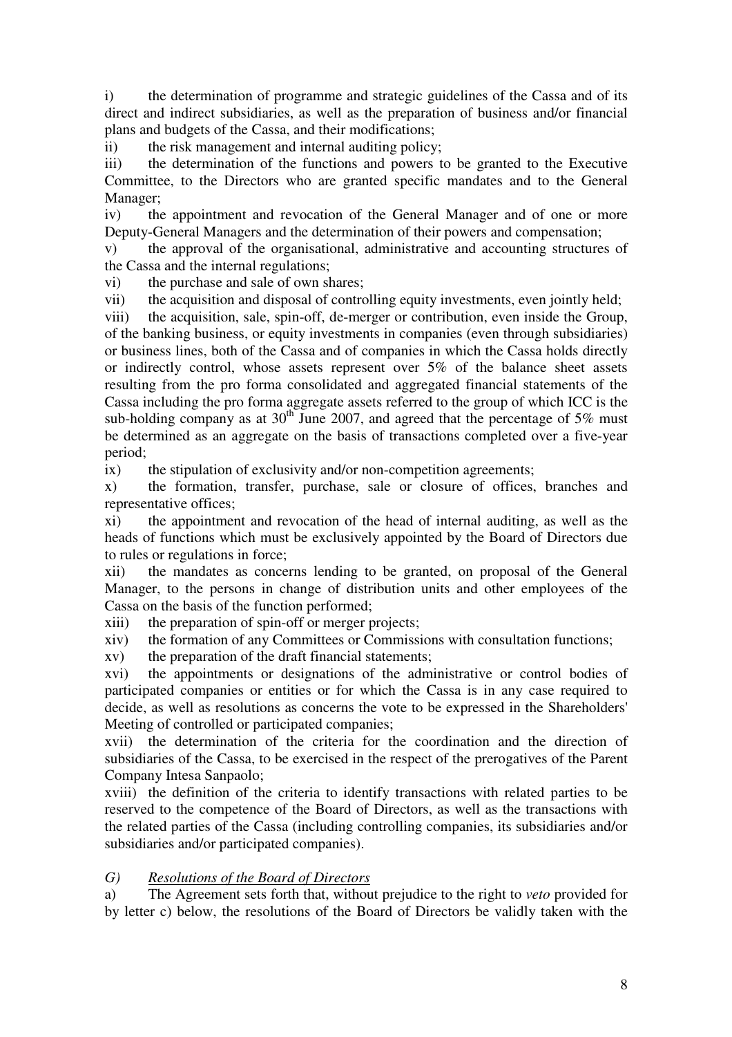i) the determination of programme and strategic guidelines of the Cassa and of its direct and indirect subsidiaries, as well as the preparation of business and/or financial plans and budgets of the Cassa, and their modifications;

ii) the risk management and internal auditing policy;

iii) the determination of the functions and powers to be granted to the Executive Committee, to the Directors who are granted specific mandates and to the General Manager;

iv) the appointment and revocation of the General Manager and of one or more Deputy-General Managers and the determination of their powers and compensation;

v) the approval of the organisational, administrative and accounting structures of the Cassa and the internal regulations;

vi) the purchase and sale of own shares;

vii) the acquisition and disposal of controlling equity investments, even jointly held;

viii) the acquisition, sale, spin-off, de-merger or contribution, even inside the Group, of the banking business, or equity investments in companies (even through subsidiaries) or business lines, both of the Cassa and of companies in which the Cassa holds directly or indirectly control, whose assets represent over 5% of the balance sheet assets resulting from the pro forma consolidated and aggregated financial statements of the Cassa including the pro forma aggregate assets referred to the group of which ICC is the sub-holding company as at 30th June 2007, and agreed that the percentage of 5% must be determined as an aggregate on the basis of transactions completed over a five-year period;

ix) the stipulation of exclusivity and/or non-competition agreements;

x) the formation, transfer, purchase, sale or closure of offices, branches and representative offices;

xi) the appointment and revocation of the head of internal auditing, as well as the heads of functions which must be exclusively appointed by the Board of Directors due to rules or regulations in force;

xii) the mandates as concerns lending to be granted, on proposal of the General Manager, to the persons in change of distribution units and other employees of the Cassa on the basis of the function performed;

xiii) the preparation of spin-off or merger projects;

xiv) the formation of any Committees or Commissions with consultation functions;

xv) the preparation of the draft financial statements;

xvi) the appointments or designations of the administrative or control bodies of participated companies or entities or for which the Cassa is in any case required to decide, as well as resolutions as concerns the vote to be expressed in the Shareholders' Meeting of controlled or participated companies;

xvii) the determination of the criteria for the coordination and the direction of subsidiaries of the Cassa, to be exercised in the respect of the prerogatives of the Parent Company Intesa Sanpaolo;

xviii) the definition of the criteria to identify transactions with related parties to be reserved to the competence of the Board of Directors, as well as the transactions with the related parties of the Cassa (including controlling companies, its subsidiaries and/or subsidiaries and/or participated companies).

*G) <u>Resolutions of the Board of Directors</u>*

a) The Agreement sets forth that, without prejudice to the right to *veto* provided for by letter c) below, the resolutions of the Board of Directors be validly taken with the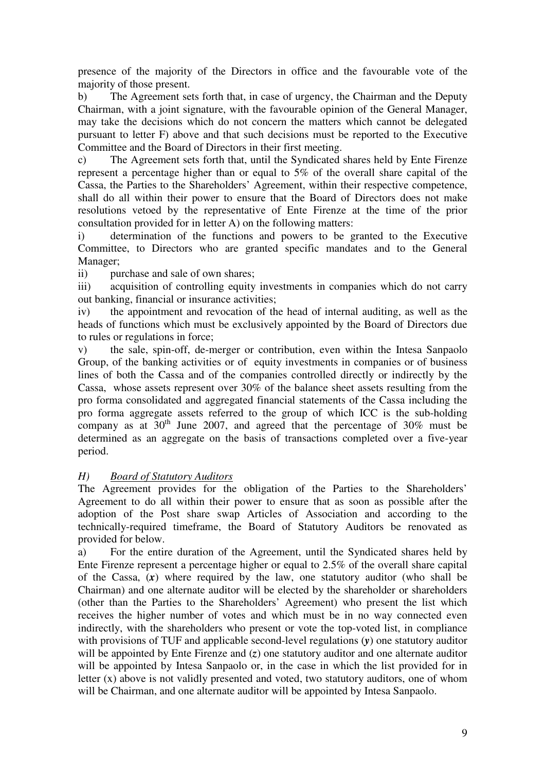presence of the majority of the Directors in office and the favourable vote of the majority of those present.

b) The Agreement sets forth that, in case of urgency, the Chairman and the Deputy Chairman, with a joint signature, with the favourable opinion of the General Manager, may take the decisions which do not concern the matters which cannot be delegated pursuant to letter F) above and that such decisions must be reported to the Executive Committee and the Board of Directors in their first meeting.

c) The Agreement sets forth that, until the Syndicated shares held by Ente Firenze represent a percentage higher than or equal to 5% of the overall share capital of the Cassa, the Parties to the Shareholders' Agreement, within their respective competence, shall do all within their power to ensure that the Board of Directors does not make resolutions vetoed by the representative of Ente Firenze at the time of the prior consultation provided for in letter A) on the following matters:

i) determination of the functions and powers to be granted to the Executive Committee, to Directors who are granted specific mandates and to the General Manager;

ii) purchase and sale of own shares;

iii) acquisition of controlling equity investments in companies which do not carry out banking, financial or insurance activities;

iv) the appointment and revocation of the head of internal auditing, as well as the heads of functions which must be exclusively appointed by the Board of Directors due to rules or regulations in force;

v) the sale, spin-off, de-merger or contribution, even within the Intesa Sanpaolo Group, of the banking activities or of equity investments in companies or of business lines of both the Cassa and of the companies controlled directly or indirectly by the Cassa, whose assets represent over 30% of the balance sheet assets resulting from the pro forma consolidated and aggregated financial statements of the Cassa including the pro forma aggregate assets referred to the group of which ICC is the sub-holding company as at 30th June 2007, and agreed that the percentage of 30% must be determined as an aggregate on the basis of transactions completed over a five-year period.

### *H) Board of Statutory Auditors*

The Agreement provides for the obligation of the Parties to the Shareholders' Agreement to do all within their power to ensure that as soon as possible after the adoption of the Post share swap Articles of Association and according to the technically-required timeframe, the Board of Statutory Auditors be renovated as provided for below.

a) For the entire duration of the Agreement, until the Syndicated shares held by Ente Firenze represent a percentage higher or equal to 2.5% of the overall share capital of the Cassa, (***x***) where required by the law, one statutory auditor (who shall be Chairman) and one alternate auditor will be elected by the shareholder or shareholders (other than the Parties to the Shareholders' Agreement) who present the list which receives the higher number of votes and which must be in no way connected even indirectly, with the shareholders who present or vote the top-voted list, in compliance with provisions of TUF and applicable second-level regulations (***y***) one statutory auditor will be appointed by Ente Firenze and (***z***) one statutory auditor and one alternate auditor will be appointed by Intesa Sanpaolo or, in the case in which the list provided for in letter (x) above is not validly presented and voted, two statutory auditors, one of whom will be Chairman, and one alternate auditor will be appointed by Intesa Sanpaolo.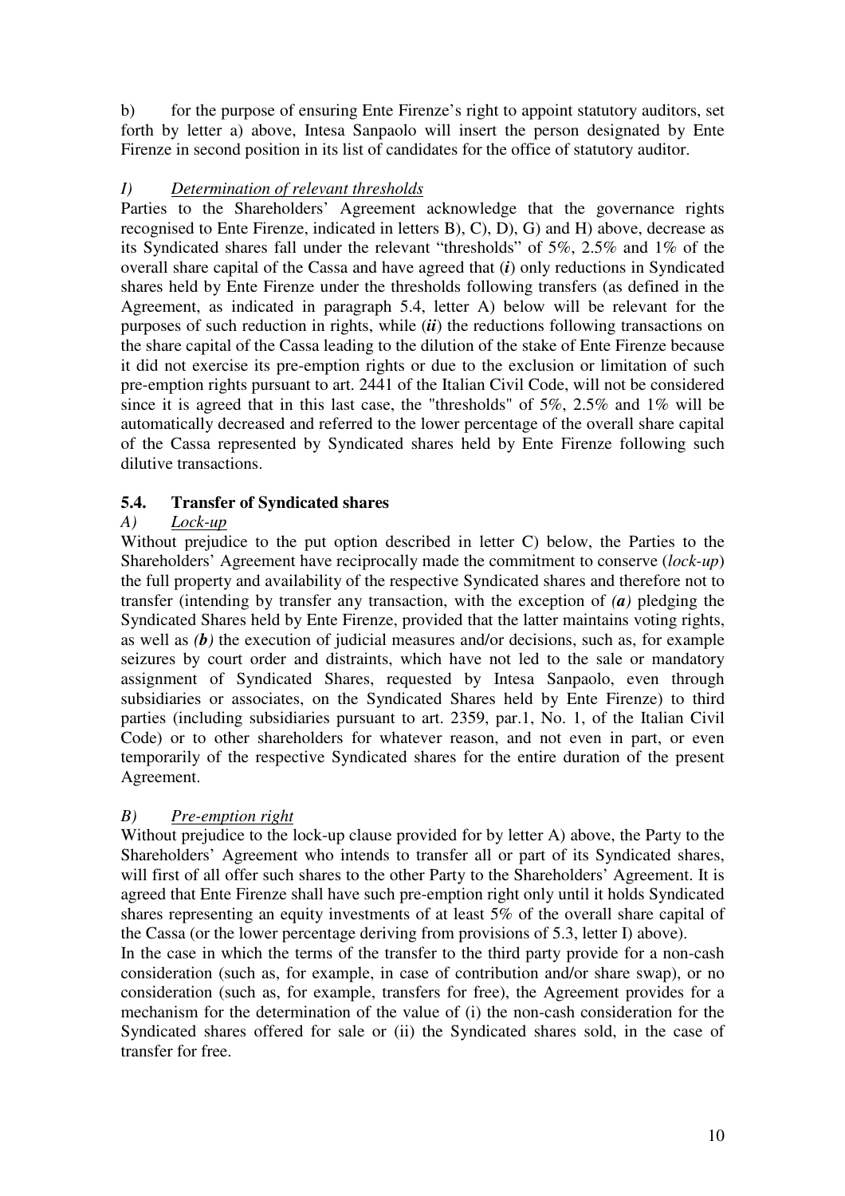b) for the purpose of ensuring Ente Firenze's right to appoint statutory auditors, set forth by letter a) above, Intesa Sanpaolo will insert the person designated by Ente Firenze in second position in its list of candidates for the office of statutory auditor.

*I) Determination of relevant thresholds*

Parties to the Shareholders' Agreement acknowledge that the governance rights recognised to Ente Firenze, indicated in letters B), C), D), G) and H) above, decrease as its Syndicated shares fall under the relevant "thresholds" of 5%, 2.5% and 1% of the overall share capital of the Cassa and have agreed that (***i***) only reductions in Syndicated shares held by Ente Firenze under the thresholds following transfers (as defined in the Agreement, as indicated in paragraph 5.4, letter A) below will be relevant for the purposes of such reduction in rights, while (***ii***) the reductions following transactions on the share capital of the Cassa leading to the dilution of the stake of Ente Firenze because it did not exercise its pre-emption rights or due to the exclusion or limitation of such pre-emption rights pursuant to art. 2441 of the Italian Civil Code, will not be considered since it is agreed that in this last case, the "thresholds" of 5%, 2.5% and 1% will be automatically decreased and referred to the lower percentage of the overall share capital of the Cassa represented by Syndicated shares held by Ente Firenze following such dilutive transactions.

## 5.4. Transfer of Syndicated shares

*A) Lock-up*

Without prejudice to the put option described in letter C) below, the Parties to the Shareholders' Agreement have reciprocally made the commitment to conserve (*lock-up*) the full property and availability of the respective Syndicated shares and therefore not to transfer (intending by transfer any transaction, with the exception of ***(a)*** pledging the Syndicated Shares held by Ente Firenze, provided that the latter maintains voting rights, as well as ***(b)*** the execution of judicial measures and/or decisions, such as, for example seizures by court order and distraints, which have not led to the sale or mandatory assignment of Syndicated Shares, requested by Intesa Sanpaolo, even through subsidiaries or associates, on the Syndicated Shares held by Ente Firenze) to third parties (including subsidiaries pursuant to art. 2359, par.1, No. 1, of the Italian Civil Code) or to other shareholders for whatever reason, and not even in part, or even temporarily of the respective Syndicated shares for the entire duration of the present Agreement.

*B) Pre-emption right*

Without prejudice to the lock-up clause provided for by letter A) above, the Party to the Shareholders' Agreement who intends to transfer all or part of its Syndicated shares, will first of all offer such shares to the other Party to the Shareholders' Agreement. It is agreed that Ente Firenze shall have such pre-emption right only until it holds Syndicated shares representing an equity investments of at least 5% of the overall share capital of the Cassa (or the lower percentage deriving from provisions of 5.3, letter I) above).

In the case in which the terms of the transfer to the third party provide for a non-cash consideration (such as, for example, in case of contribution and/or share swap), or no consideration (such as, for example, transfers for free), the Agreement provides for a mechanism for the determination of the value of (i) the non-cash consideration for the Syndicated shares offered for sale or (ii) the Syndicated shares sold, in the case of transfer for free.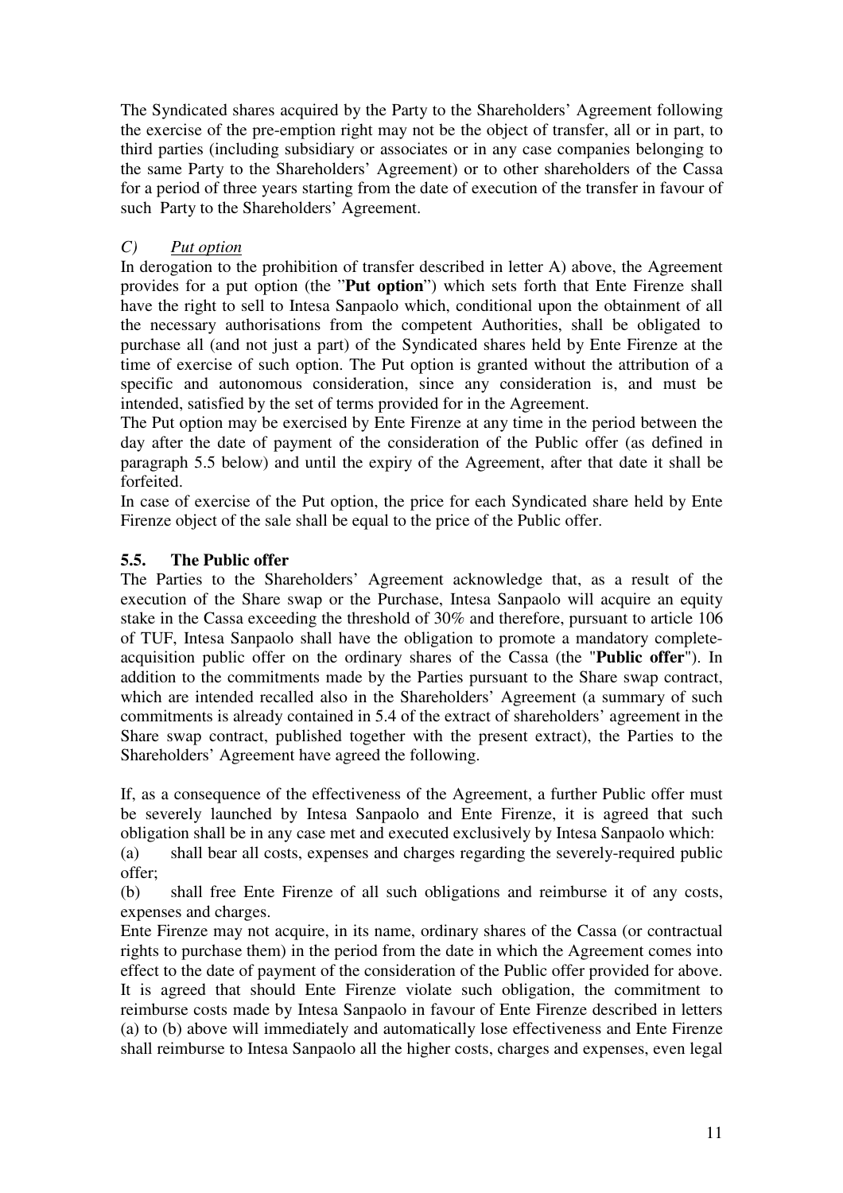The Syndicated shares acquired by the Party to the Shareholders' Agreement following the exercise of the pre-emption right may not be the object of transfer, all or in part, to third parties (including subsidiary or associates or in any case companies belonging to the same Party to the Shareholders' Agreement) or to other shareholders of the Cassa for a period of three years starting from the date of execution of the transfer in favour of such Party to the Shareholders' Agreement.

*C) Put option*

In derogation to the prohibition of transfer described in letter A) above, the Agreement provides for a put option (the "**Put option**") which sets forth that Ente Firenze shall have the right to sell to Intesa Sanpaolo which, conditional upon the obtainment of all the necessary authorisations from the competent Authorities, shall be obligated to purchase all (and not just a part) of the Syndicated shares held by Ente Firenze at the time of exercise of such option. The Put option is granted without the attribution of a specific and autonomous consideration, since any consideration is, and must be intended, satisfied by the set of terms provided for in the Agreement.

The Put option may be exercised by Ente Firenze at any time in the period between the day after the date of payment of the consideration of the Public offer (as defined in paragraph 5.5 below) and until the expiry of the Agreement, after that date it shall be forfeited.

In case of exercise of the Put option, the price for each Syndicated share held by Ente Firenze object of the sale shall be equal to the price of the Public offer.

### 5.5. The Public offer

The Parties to the Shareholders' Agreement acknowledge that, as a result of the execution of the Share swap or the Purchase, Intesa Sanpaolo will acquire an equity stake in the Cassa exceeding the threshold of 30% and therefore, pursuant to article 106 of TUF, Intesa Sanpaolo shall have the obligation to promote a mandatory complete-acquisition public offer on the ordinary shares of the Cassa (the "**Public offer**"). In addition to the commitments made by the Parties pursuant to the Share swap contract, which are intended recalled also in the Shareholders' Agreement (a summary of such commitments is already contained in 5.4 of the extract of shareholders' agreement in the Share swap contract, published together with the present extract), the Parties to the Shareholders' Agreement have agreed the following.

If, as a consequence of the effectiveness of the Agreement, a further Public offer must be severely launched by Intesa Sanpaolo and Ente Firenze, it is agreed that such obligation shall be in any case met and executed exclusively by Intesa Sanpaolo which:

(a) shall bear all costs, expenses and charges regarding the severely-required public offer;

(b) shall free Ente Firenze of all such obligations and reimburse it of any costs, expenses and charges.

Ente Firenze may not acquire, in its name, ordinary shares of the Cassa (or contractual rights to purchase them) in the period from the date in which the Agreement comes into effect to the date of payment of the consideration of the Public offer provided for above. It is agreed that should Ente Firenze violate such obligation, the commitment to reimburse costs made by Intesa Sanpaolo in favour of Ente Firenze described in letters (a) to (b) above will immediately and automatically lose effectiveness and Ente Firenze shall reimburse to Intesa Sanpaolo all the higher costs, charges and expenses, even legal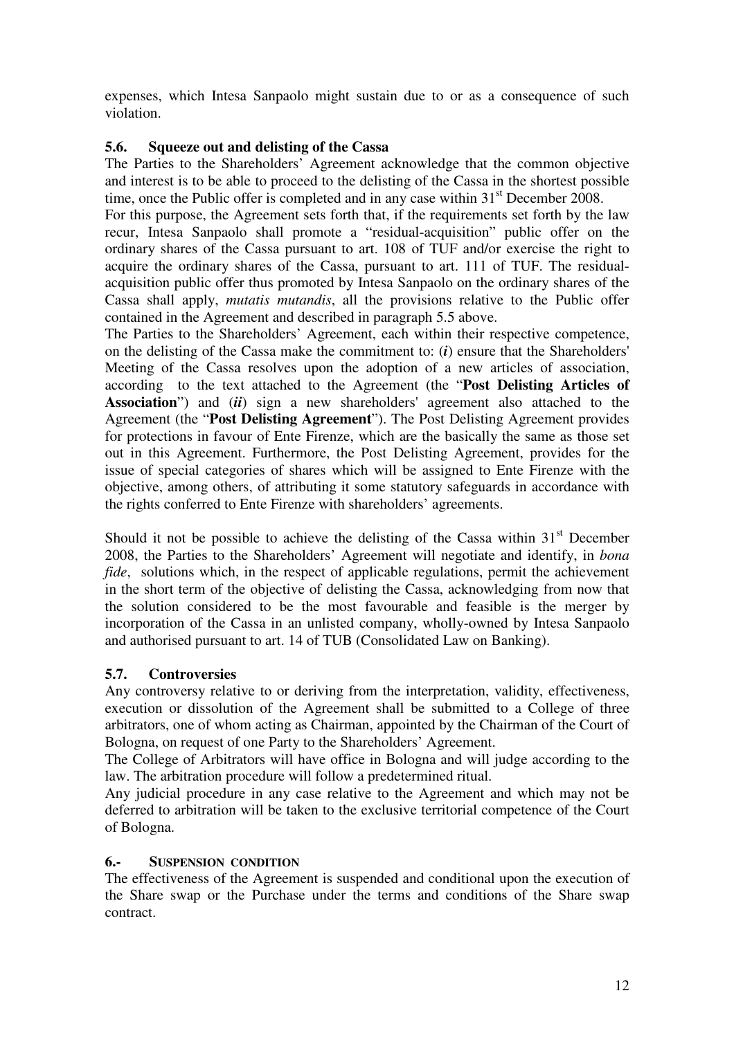expenses, which Intesa Sanpaolo might sustain due to or as a consequence of such violation.

### 5.6. Squeeze out and delisting of the Cassa

The Parties to the Shareholders' Agreement acknowledge that the common objective and interest is to be able to proceed to the delisting of the Cassa in the shortest possible time, once the Public offer is completed and in any case within 31st December 2008.

For this purpose, the Agreement sets forth that, if the requirements set forth by the law recur, Intesa Sanpaolo shall promote a "residual-acquisition" public offer on the ordinary shares of the Cassa pursuant to art. 108 of TUF and/or exercise the right to acquire the ordinary shares of the Cassa, pursuant to art. 111 of TUF. The residual-acquisition public offer thus promoted by Intesa Sanpaolo on the ordinary shares of the Cassa shall apply, *mutatis mutandis*, all the provisions relative to the Public offer contained in the Agreement and described in paragraph 5.5 above.

The Parties to the Shareholders' Agreement, each within their respective competence, on the delisting of the Cassa make the commitment to: (***i***) ensure that the Shareholders' Meeting of the Cassa resolves upon the adoption of a new articles of association, according to the text attached to the Agreement (the "**Post Delisting Articles of Association**") and (***ii***) sign a new shareholders' agreement also attached to the Agreement (the "**Post Delisting Agreement**"). The Post Delisting Agreement provides for protections in favour of Ente Firenze, which are the basically the same as those set out in this Agreement. Furthermore, the Post Delisting Agreement, provides for the issue of special categories of shares which will be assigned to Ente Firenze with the objective, among others, of attributing it some statutory safeguards in accordance with the rights conferred to Ente Firenze with shareholders' agreements.

Should it not be possible to achieve the delisting of the Cassa within 31st December 2008, the Parties to the Shareholders' Agreement will negotiate and identify, in *bona fide*, solutions which, in the respect of applicable regulations, permit the achievement in the short term of the objective of delisting the Cassa, acknowledging from now that the solution considered to be the most favourable and feasible is the merger by incorporation of the Cassa in an unlisted company, wholly-owned by Intesa Sanpaolo and authorised pursuant to art. 14 of TUB (Consolidated Law on Banking).

### 5.7. Controversies

Any controversy relative to or deriving from the interpretation, validity, effectiveness, execution or dissolution of the Agreement shall be submitted to a College of three arbitrators, one of whom acting as Chairman, appointed by the Chairman of the Court of Bologna, on request of one Party to the Shareholders' Agreement.

The College of Arbitrators will have office in Bologna and will judge according to the law. The arbitration procedure will follow a predetermined ritual.

Any judicial procedure in any case relative to the Agreement and which may not be deferred to arbitration will be taken to the exclusive territorial competence of the Court of Bologna.

## 6.- SUSPENSION CONDITION

The effectiveness of the Agreement is suspended and conditional upon the execution of the Share swap or the Purchase under the terms and conditions of the Share swap contract.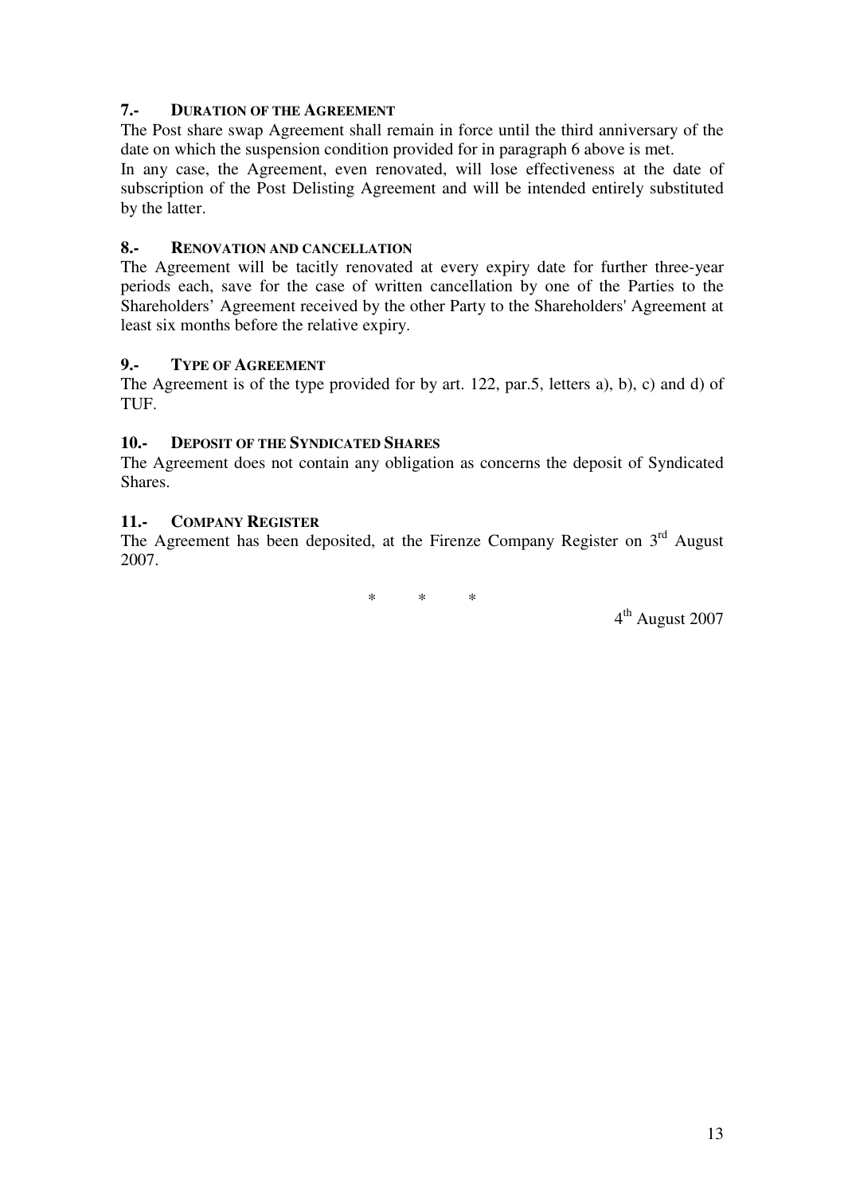## 7.- Duration of the Agreement

The Post share swap Agreement shall remain in force until the third anniversary of the date on which the suspension condition provided for in paragraph 6 above is met.

In any case, the Agreement, even renovated, will lose effectiveness at the date of subscription of the Post Delisting Agreement and will be intended entirely substituted by the latter.

## 8.- Renovation and cancellation

The Agreement will be tacitly renovated at every expiry date for further three-year periods each, save for the case of written cancellation by one of the Parties to the Shareholders' Agreement received by the other Party to the Shareholders' Agreement at least six months before the relative expiry.

## 9.- Type of Agreement

The Agreement is of the type provided for by art. 122, par.5, letters a), b), c) and d) of TUF.

## 10.- Deposit of the Syndicated Shares

The Agreement does not contain any obligation as concerns the deposit of Syndicated Shares.

## 11.- Company Register

The Agreement has been deposited, at the Firenze Company Register on 3rd August 2007.

\* \* \*

4th August 2007